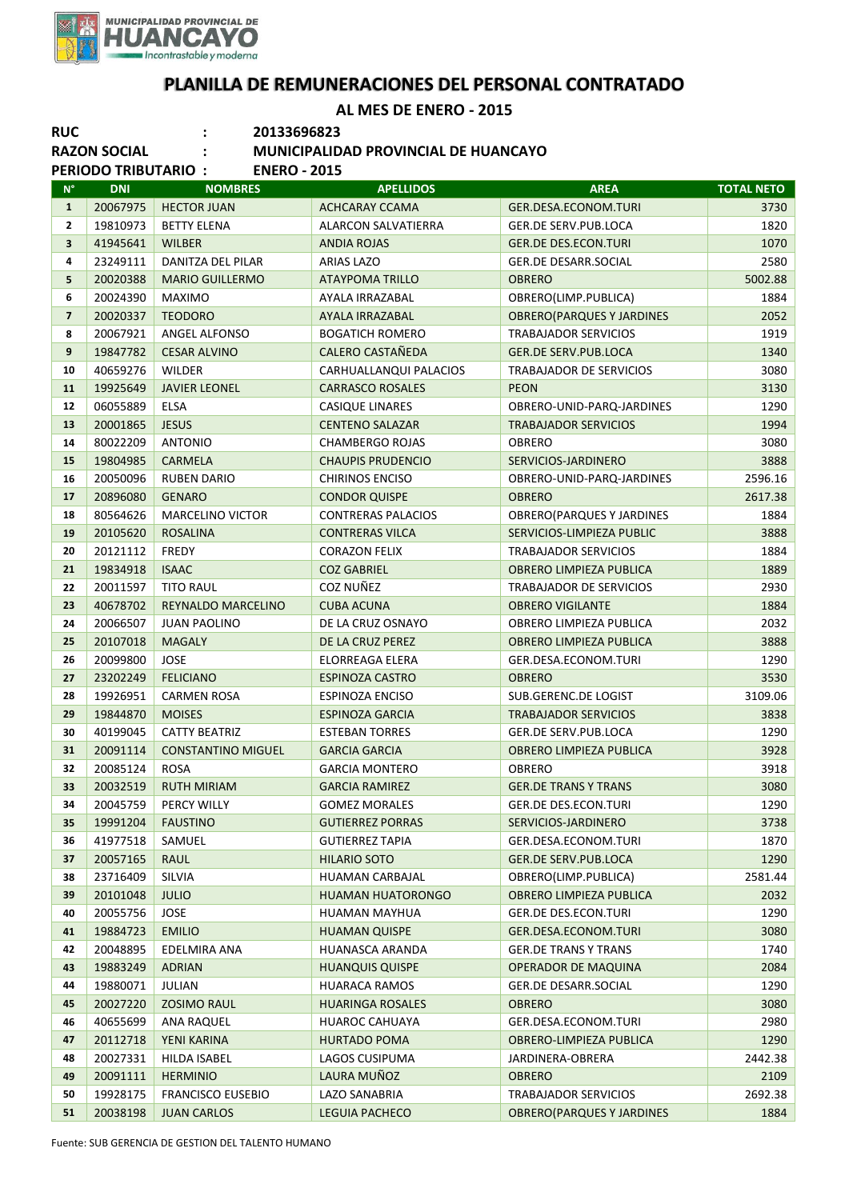MUNICIPALIDAD PROVINCIAL DE HUANCAYO
*Incontrastable y moderna*

# PLANILLA DE REMUNERACIONES DEL PERSONAL CONTRATADO

## AL MES DE ENERO - 2015

**RUC :** 20133696823
**RAZON SOCIAL :** MUNICIPALIDAD PROVINCIAL DE HUANCAYO
**PERIODO TRIBUTARIO :** ENERO - 2015

| N° | DNI | NOMBRES | APELLIDOS | AREA | TOTAL NETO |
|---|---|---|---|---|---|
| 1 | 20067975 | HECTOR JUAN | ACHCARAY CCAMA | GER.DESA.ECONOM.TURI | 3730 |
| 2 | 19810973 | BETTY ELENA | ALARCON SALVATIERRA | GER.DE SERV.PUB.LOCA | 1820 |
| 3 | 41945641 | WILBER | ANDIA ROJAS | GER.DE DES.ECON.TURI | 1070 |
| 4 | 23249111 | DANITZA DEL PILAR | ARIAS LAZO | GER.DE DESARR.SOCIAL | 2580 |
| 5 | 20020388 | MARIO GUILLERMO | ATAYPOMA TRILLO | OBRERO | 5002.88 |
| 6 | 20024390 | MAXIMO | AYALA IRRAZABAL | OBRERO(LIMP.PUBLICA) | 1884 |
| 7 | 20020337 | TEODORO | AYALA IRRAZABAL | OBRERO(PARQUES Y JARDINES | 2052 |
| 8 | 20067921 | ANGEL ALFONSO | BOGATICH ROMERO | TRABAJADOR SERVICIOS | 1919 |
| 9 | 19847782 | CESAR ALVINO | CALERO CASTAÑEDA | GER.DE SERV.PUB.LOCA | 1340 |
| 10 | 40659276 | WILDER | CARHUALLANQUI PALACIOS | TRABAJADOR DE SERVICIOS | 3080 |
| 11 | 19925649 | JAVIER LEONEL | CARRASCO ROSALES | PEON | 3130 |
| 12 | 06055889 | ELSA | CASIQUE LINARES | OBRERO-UNID-PARQ-JARDINES | 1290 |
| 13 | 20001865 | JESUS | CENTENO SALAZAR | TRABAJADOR SERVICIOS | 1994 |
| 14 | 80022209 | ANTONIO | CHAMBERGO ROJAS | OBRERO | 3080 |
| 15 | 19804985 | CARMELA | CHAUPIS PRUDENCIO | SERVICIOS-JARDINERO | 3888 |
| 16 | 20050096 | RUBEN DARIO | CHIRINOS ENCISO | OBRERO-UNID-PARQ-JARDINES | 2596.16 |
| 17 | 20896080 | GENARO | CONDOR QUISPE | OBRERO | 2617.38 |
| 18 | 80564626 | MARCELINO VICTOR | CONTRERAS PALACIOS | OBRERO(PARQUES Y JARDINES | 1884 |
| 19 | 20105620 | ROSALINA | CONTRERAS VILCA | SERVICIOS-LIMPIEZA PUBLIC | 3888 |
| 20 | 20121112 | FREDY | CORAZON FELIX | TRABAJADOR SERVICIOS | 1884 |
| 21 | 19834918 | ISAAC | COZ GABRIEL | OBRERO LIMPIEZA PUBLICA | 1889 |
| 22 | 20011597 | TITO RAUL | COZ NUÑEZ | TRABAJADOR DE SERVICIOS | 2930 |
| 23 | 40678702 | REYNALDO MARCELINO | CUBA ACUNA | OBRERO VIGILANTE | 1884 |
| 24 | 20066507 | JUAN PAOLINO | DE LA CRUZ OSNAYO | OBRERO LIMPIEZA PUBLICA | 2032 |
| 25 | 20107018 | MAGALY | DE LA CRUZ PEREZ | OBRERO LIMPIEZA PUBLICA | 3888 |
| 26 | 20099800 | JOSE | ELORREAGA ELERA | GER.DESA.ECONOM.TURI | 1290 |
| 27 | 23202249 | FELICIANO | ESPINOZA CASTRO | OBRERO | 3530 |
| 28 | 19926951 | CARMEN ROSA | ESPINOZA ENCISO | SUB.GERENC.DE LOGIST | 3109.06 |
| 29 | 19844870 | MOISES | ESPINOZA GARCIA | TRABAJADOR SERVICIOS | 3838 |
| 30 | 40199045 | CATTY BEATRIZ | ESTEBAN TORRES | GER.DE SERV.PUB.LOCA | 1290 |
| 31 | 20091114 | CONSTANTINO MIGUEL | GARCIA GARCIA | OBRERO LIMPIEZA PUBLICA | 3928 |
| 32 | 20085124 | ROSA | GARCIA MONTERO | OBRERO | 3918 |
| 33 | 20032519 | RUTH MIRIAM | GARCIA RAMIREZ | GER.DE TRANS Y TRANS | 3080 |
| 34 | 20045759 | PERCY WILLY | GOMEZ MORALES | GER.DE DES.ECON.TURI | 1290 |
| 35 | 19991204 | FAUSTINO | GUTIERREZ PORRAS | SERVICIOS-JARDINERO | 3738 |
| 36 | 41977518 | SAMUEL | GUTIERREZ TAPIA | GER.DESA.ECONOM.TURI | 1870 |
| 37 | 20057165 | RAUL | HILARIO SOTO | GER.DE SERV.PUB.LOCA | 1290 |
| 38 | 23716409 | SILVIA | HUAMAN CARBAJAL | OBRERO(LIMP.PUBLICA) | 2581.44 |
| 39 | 20101048 | JULIO | HUAMAN HUATORONGO | OBRERO LIMPIEZA PUBLICA | 2032 |
| 40 | 20055756 | JOSE | HUAMAN MAYHUA | GER.DE DES.ECON.TURI | 1290 |
| 41 | 19884723 | EMILIO | HUAMAN QUISPE | GER.DESA.ECONOM.TURI | 3080 |
| 42 | 20048895 | EDELMIRA ANA | HUANASCA ARANDA | GER.DE TRANS Y TRANS | 1740 |
| 43 | 19883249 | ADRIAN | HUANQUIS QUISPE | OPERADOR DE MAQUINA | 2084 |
| 44 | 19880071 | JULIAN | HUARACA RAMOS | GER.DE DESARR.SOCIAL | 1290 |
| 45 | 20027220 | ZOSIMO RAUL | HUARINGA ROSALES | OBRERO | 3080 |
| 46 | 40655699 | ANA RAQUEL | HUAROC CAHUAYA | GER.DESA.ECONOM.TURI | 2980 |
| 47 | 20112718 | YENI KARINA | HURTADO POMA | OBRERO-LIMPIEZA PUBLICA | 1290 |
| 48 | 20027331 | HILDA ISABEL | LAGOS CUSIPUMA | JARDINERA-OBRERA | 2442.38 |
| 49 | 20091111 | HERMINIO | LAURA MUÑOZ | OBRERO | 2109 |
| 50 | 19928175 | FRANCISCO EUSEBIO | LAZO SANABRIA | TRABAJADOR SERVICIOS | 2692.38 |
| 51 | 20038198 | JUAN CARLOS | LEGUIA PACHECO | OBRERO(PARQUES Y JARDINES | 1884 |

Fuente: SUB GERENCIA DE GESTION DEL TALENTO HUMANO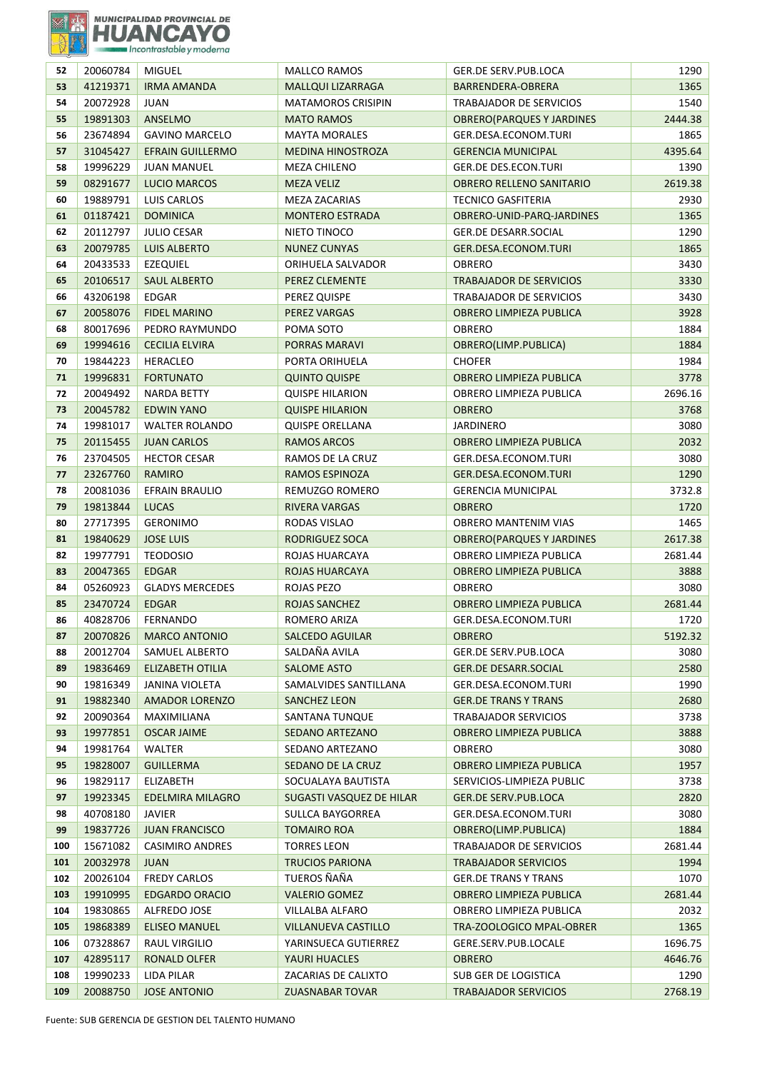| | | | | | |
|---|---|---|---|---|---|
| 52 | 20060784 | MIGUEL | MALLCO RAMOS | GER.DE SERV.PUB.LOCA | 1290 |
| 53 | 41219371 | IRMA AMANDA | MALLQUI LIZARRAGA | BARRENDERA-OBRERA | 1365 |
| 54 | 20072928 | JUAN | MATAMOROS CRISPIN | TRABAJADOR DE SERVICIOS | 1540 |
| 55 | 19891303 | ANSELMO | MATO RAMOS | OBRERO(PARQUES Y JARDINES | 2444.38 |
| 56 | 23674894 | GAVINO MARCELO | MAYTA MORALES | GER.DESA.ECONOM.TURI | 1865 |
| 57 | 31045427 | EFRAIN GUILLERMO | MEDINA HINOSTROZA | GERENCIA MUNICIPAL | 4395.64 |
| 58 | 19996229 | JUAN MANUEL | MEZA CHILENO | GER.DE DES.ECON.TURI | 1390 |
| 59 | 08291677 | LUCIO MARCOS | MEZA VELIZ | OBRERO RELLENO SANITARIO | 2619.38 |
| 60 | 19889791 | LUIS CARLOS | MEZA ZACARIAS | TECNICO GASFITERIA | 2930 |
| 61 | 01187421 | DOMINICA | MONTERO ESTRADA | OBRERO-UNID-PARQ-JARDINES | 1365 |
| 62 | 20112797 | JULIO CESAR | NIETO TINOCO | GER.DE DESARR.SOCIAL | 1290 |
| 63 | 20079785 | LUIS ALBERTO | NUNEZ CUNYAS | GER.DESA.ECONOM.TURI | 1865 |
| 64 | 20433533 | EZEQUIEL | ORIHUELA SALVADOR | OBRERO | 3430 |
| 65 | 20106517 | SAUL ALBERTO | PEREZ CLEMENTE | TRABAJADOR DE SERVICIOS | 3330 |
| 66 | 43206198 | EDGAR | PEREZ QUISPE | TRABAJADOR DE SERVICIOS | 3430 |
| 67 | 20058076 | FIDEL MARINO | PEREZ VARGAS | OBRERO LIMPIEZA PUBLICA | 3928 |
| 68 | 80017696 | PEDRO RAYMUNDO | POMA SOTO | OBRERO | 1884 |
| 69 | 19994616 | CECILIA ELVIRA | PORRAS MARAVI | OBRERO(LIMP.PUBLICA) | 1884 |
| 70 | 19844223 | HERACLEO | PORTA ORIHUELA | CHOFER | 1984 |
| 71 | 19996831 | FORTUNATO | QUINTO QUISPE | OBRERO LIMPIEZA PUBLICA | 3778 |
| 72 | 20049492 | NARDA BETTY | QUISPE HILARION | OBRERO LIMPIEZA PUBLICA | 2696.16 |
| 73 | 20045782 | EDWIN YANO | QUISPE HILARION | OBRERO | 3768 |
| 74 | 19981017 | WALTER ROLANDO | QUISPE ORELLANA | JARDINERO | 3080 |
| 75 | 20115455 | JUAN CARLOS | RAMOS ARCOS | OBRERO LIMPIEZA PUBLICA | 2032 |
| 76 | 23704505 | HECTOR CESAR | RAMOS DE LA CRUZ | GER.DESA.ECONOM.TURI | 3080 |
| 77 | 23267760 | RAMIRO | RAMOS ESPINOZA | GER.DESA.ECONOM.TURI | 1290 |
| 78 | 20081036 | EFRAIN BRAULIO | REMUZGO ROMERO | GERENCIA MUNICIPAL | 3732.8 |
| 79 | 19813844 | LUCAS | RIVERA VARGAS | OBRERO | 1720 |
| 80 | 27717395 | GERONIMO | RODAS VISLAO | OBRERO MANTENIM VIAS | 1465 |
| 81 | 19840629 | JOSE LUIS | RODRIGUEZ SOCA | OBRERO(PARQUES Y JARDINES | 2617.38 |
| 82 | 19977791 | TEODOSIO | ROJAS HUARCAYA | OBRERO LIMPIEZA PUBLICA | 2681.44 |
| 83 | 20047365 | EDGAR | ROJAS HUARCAYA | OBRERO LIMPIEZA PUBLICA | 3888 |
| 84 | 05260923 | GLADYS MERCEDES | ROJAS PEZO | OBRERO | 3080 |
| 85 | 23470724 | EDGAR | ROJAS SANCHEZ | OBRERO LIMPIEZA PUBLICA | 2681.44 |
| 86 | 40828706 | FERNANDO | ROMERO ARIZA | GER.DESA.ECONOM.TURI | 1720 |
| 87 | 20070826 | MARCO ANTONIO | SALCEDO AGUILAR | OBRERO | 5192.32 |
| 88 | 20012704 | SAMUEL ALBERTO | SALDAÑA AVILA | GER.DE SERV.PUB.LOCA | 3080 |
| 89 | 19836469 | ELIZABETH OTILIA | SALOME ASTO | GER.DE DESARR.SOCIAL | 2580 |
| 90 | 19816349 | JANINA VIOLETA | SAMALVIDES SANTILLANA | GER.DESA.ECONOM.TURI | 1990 |
| 91 | 19882340 | AMADOR LORENZO | SANCHEZ LEON | GER.DE TRANS Y TRANS | 2680 |
| 92 | 20090364 | MAXIMILIANA | SANTANA TUNQUE | TRABAJADOR SERVICIOS | 3738 |
| 93 | 19977851 | OSCAR JAIME | SEDANO ARTEZANO | OBRERO LIMPIEZA PUBLICA | 3888 |
| 94 | 19981764 | WALTER | SEDANO ARTEZANO | OBRERO | 3080 |
| 95 | 19828007 | GUILLERMA | SEDANO DE LA CRUZ | OBRERO LIMPIEZA PUBLICA | 1957 |
| 96 | 19829117 | ELIZABETH | SOCUALAYA BAUTISTA | SERVICIOS-LIMPIEZA PUBLIC | 3738 |
| 97 | 19923345 | EDELMIRA MILAGRO | SUGASTI VASQUEZ DE HILAR | GER.DE SERV.PUB.LOCA | 2820 |
| 98 | 40708180 | JAVIER | SULLCA BAYGORREA | GER.DESA.ECONOM.TURI | 3080 |
| 99 | 19837726 | JUAN FRANCISCO | TOMAIRO ROA | OBRERO(LIMP.PUBLICA) | 1884 |
| 100 | 15671082 | CASIMIRO ANDRES | TORRES LEON | TRABAJADOR DE SERVICIOS | 2681.44 |
| 101 | 20032978 | JUAN | TRUCIOS PARIONA | TRABAJADOR SERVICIOS | 1994 |
| 102 | 20026104 | FREDY CARLOS | TUEROS ÑAÑA | GER.DE TRANS Y TRANS | 1070 |
| 103 | 19910995 | EDGARDO ORACIO | VALERIO GOMEZ | OBRERO LIMPIEZA PUBLICA | 2681.44 |
| 104 | 19830865 | ALFREDO JOSE | VILLALBA ALFARO | OBRERO LIMPIEZA PUBLICA | 2032 |
| 105 | 19868389 | ELISEO MANUEL | VILLANUEVA CASTILLO | TRA-ZOOLOGICO MPAL-OBRER | 1365 |
| 106 | 07328867 | RAUL VIRGILIO | YARINSUECA GUTIERREZ | GERE.SERV.PUB.LOCALE | 1696.75 |
| 107 | 42895117 | RONALD OLFER | YAURI HUACLES | OBRERO | 4646.76 |
| 108 | 19990233 | LIDA PILAR | ZACARIAS DE CALIXTO | SUB GER DE LOGISTICA | 1290 |
| 109 | 20088750 | JOSE ANTONIO | ZUASNABAR TOVAR | TRABAJADOR SERVICIOS | 2768.19 |

Fuente: SUB GERENCIA DE GESTION DEL TALENTO HUMANO